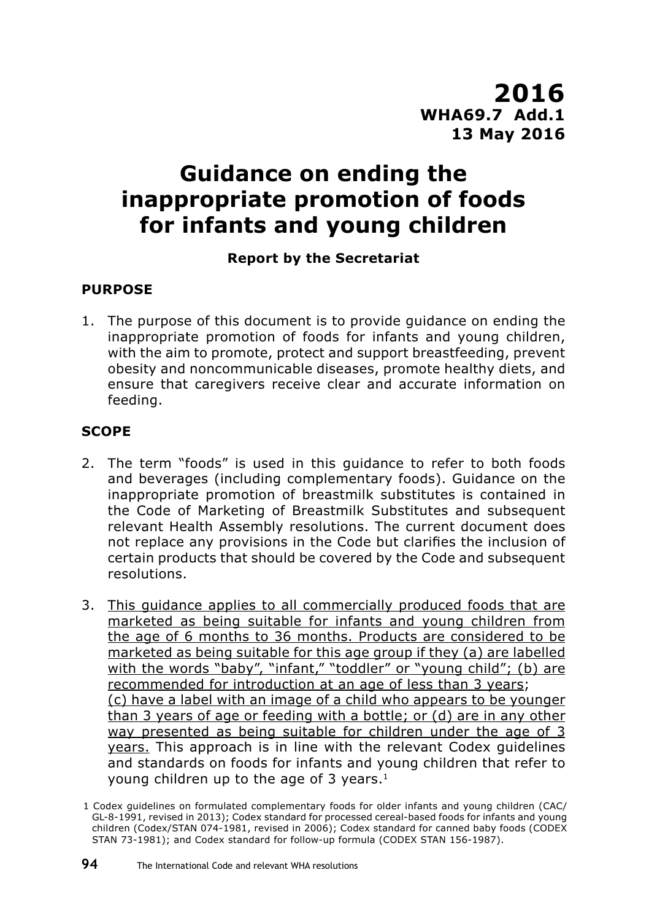**2016**
**WHA69.7 Add.1**
**13 May 2016**

# Guidance on ending the inappropriate promotion of foods for infants and young children

**Report by the Secretariat**

## PURPOSE

1. The purpose of this document is to provide guidance on ending the inappropriate promotion of foods for infants and young children, with the aim to promote, protect and support breastfeeding, prevent obesity and noncommunicable diseases, promote healthy diets, and ensure that caregivers receive clear and accurate information on feeding.

## SCOPE

2. The term "foods" is used in this guidance to refer to both foods and beverages (including complementary foods). Guidance on the inappropriate promotion of breastmilk substitutes is contained in the Code of Marketing of Breastmilk Substitutes and subsequent relevant Health Assembly resolutions. The current document does not replace any provisions in the Code but clarifies the inclusion of certain products that should be covered by the Code and subsequent resolutions.

3. <u>This guidance applies to all commercially produced foods that are marketed as being suitable for infants and young children from the age of 6 months to 36 months. Products are considered to be marketed as being suitable for this age group if they (a) are labelled with the words "baby", "infant," "toddler" or "young child"; (b) are recommended for introduction at an age of less than 3 years;</u> <u>(c) have a label with an image of a child who appears to be younger than 3 years of age or feeding with a bottle; or (d) are in any other way presented as being suitable for children under the age of 3 years.</u> This approach is in line with the relevant Codex guidelines and standards on foods for infants and young children that refer to young children up to the age of 3 years.[1]

[1] Codex guidelines on formulated complementary foods for older infants and young children (CAC/GL-8-1991, revised in 2013); Codex standard for processed cereal-based foods for infants and young children (Codex/STAN 074-1981, revised in 2006); Codex standard for canned baby foods (CODEX STAN 73-1981); and Codex standard for follow-up formula (CODEX STAN 156-1987).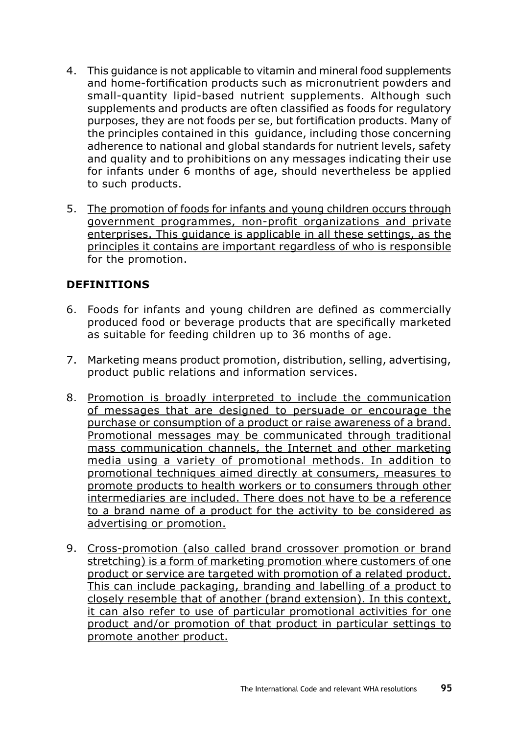4. This guidance is not applicable to vitamin and mineral food supplements and home-fortification products such as micronutrient powders and small-quantity lipid-based nutrient supplements. Although such supplements and products are often classified as foods for regulatory purposes, they are not foods per se, but fortification products. Many of the principles contained in this guidance, including those concerning adherence to national and global standards for nutrient levels, safety and quality and to prohibitions on any messages indicating their use for infants under 6 months of age, should nevertheless be applied to such products.

5. <u>The promotion of foods for infants and young children occurs through government programmes, non-profit organizations and private enterprises. This guidance is applicable in all these settings, as the principles it contains are important regardless of who is responsible for the promotion.</u>

**DEFINITIONS**

6. Foods for infants and young children are defined as commercially produced food or beverage products that are specifically marketed as suitable for feeding children up to 36 months of age.

7. Marketing means product promotion, distribution, selling, advertising, product public relations and information services.

8. <u>Promotion is broadly interpreted to include the communication of messages that are designed to persuade or encourage the purchase or consumption of a product or raise awareness of a brand. Promotional messages may be communicated through traditional mass communication channels, the Internet and other marketing media using a variety of promotional methods. In addition to promotional techniques aimed directly at consumers, measures to promote products to health workers or to consumers through other intermediaries are included. There does not have to be a reference to a brand name of a product for the activity to be considered as advertising or promotion.</u>

9. <u>Cross-promotion (also called brand crossover promotion or brand stretching) is a form of marketing promotion where customers of one product or service are targeted with promotion of a related product. This can include packaging, branding and labelling of a product to closely resemble that of another (brand extension). In this context, it can also refer to use of particular promotional activities for one product and/or promotion of that product in particular settings to promote another product.</u>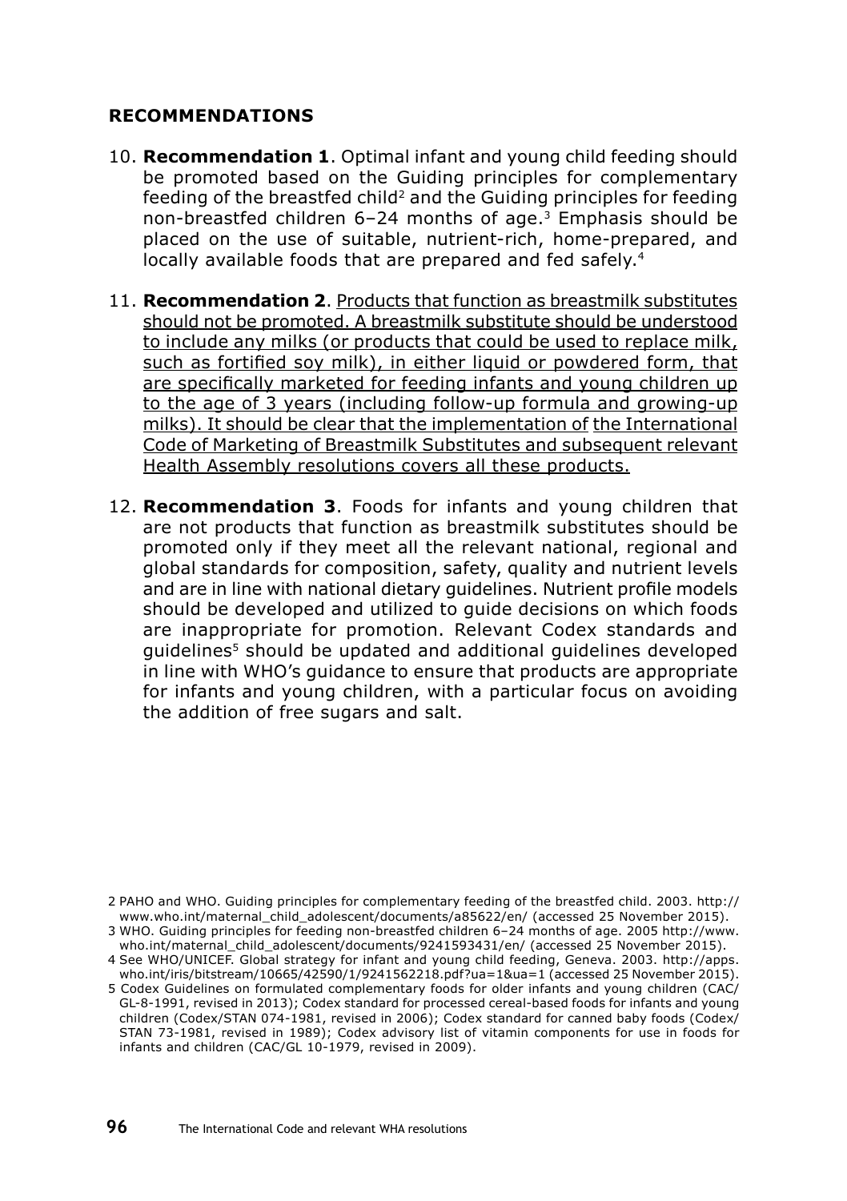## RECOMMENDATIONS

10. **Recommendation 1**. Optimal infant and young child feeding should be promoted based on the Guiding principles for complementary feeding of the breastfed child[2] and the Guiding principles for feeding non-breastfed children 6–24 months of age.[3] Emphasis should be placed on the use of suitable, nutrient-rich, home-prepared, and locally available foods that are prepared and fed safely.[4]

11. **Recommendation 2**. <u>Products that function as breastmilk substitutes should not be promoted. A breastmilk substitute should be understood to include any milks (or products that could be used to replace milk, such as fortified soy milk), in either liquid or powdered form, that are specifically marketed for feeding infants and young children up to the age of 3 years (including follow-up formula and growing-up milks). It should be clear that the implementation of the International Code of Marketing of Breastmilk Substitutes and subsequent relevant Health Assembly resolutions covers all these products.</u>

12. **Recommendation 3**. Foods for infants and young children that are not products that function as breastmilk substitutes should be promoted only if they meet all the relevant national, regional and global standards for composition, safety, quality and nutrient levels and are in line with national dietary guidelines. Nutrient profile models should be developed and utilized to guide decisions on which foods are inappropriate for promotion. Relevant Codex standards and guidelines[5] should be updated and additional guidelines developed in line with WHO's guidance to ensure that products are appropriate for infants and young children, with a particular focus on avoiding the addition of free sugars and salt.

---

2 PAHO and WHO. Guiding principles for complementary feeding of the breastfed child. 2003. http://www.who.int/maternal_child_adolescent/documents/a85622/en/ (accessed 25 November 2015).

3 WHO. Guiding principles for feeding non-breastfed children 6–24 months of age. 2005 http://www.who.int/maternal_child_adolescent/documents/9241593431/en/ (accessed 25 November 2015).

4 See WHO/UNICEF. Global strategy for infant and young child feeding, Geneva. 2003. http://apps.who.int/iris/bitstream/10665/42590/1/9241562218.pdf?ua=1&ua=1 (accessed 25 November 2015).

5 Codex Guidelines on formulated complementary foods for older infants and young children (CAC/GL-8-1991, revised in 2013); Codex standard for processed cereal-based foods for infants and young children (Codex/STAN 074-1981, revised in 2006); Codex standard for canned baby foods (Codex/STAN 73-1981, revised in 1989); Codex advisory list of vitamin components for use in foods for infants and children (CAC/GL 10-1979, revised in 2009).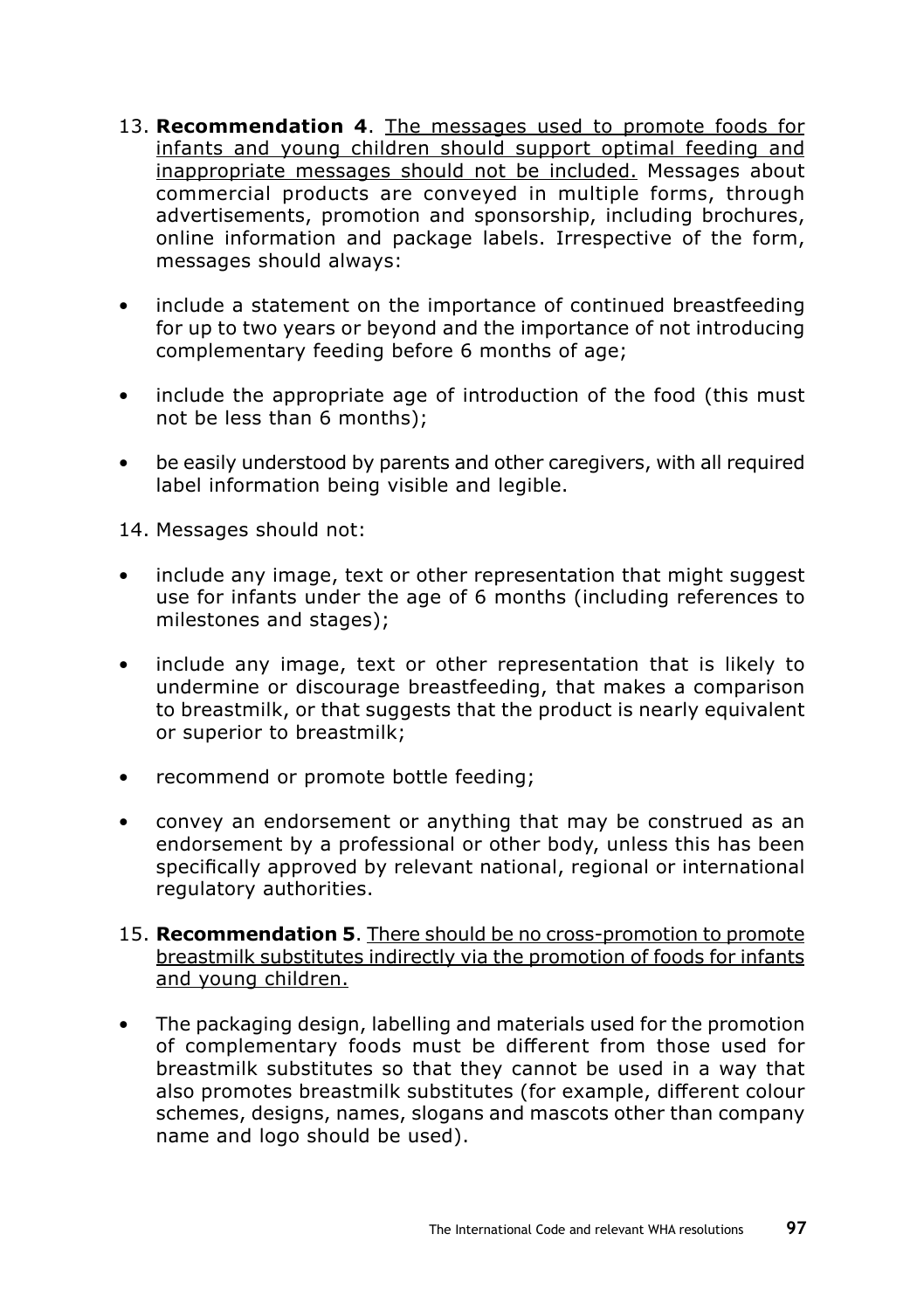13. **Recommendation 4**. <u>The messages used to promote foods for infants and young children should support optimal feeding and inappropriate messages should not be included.</u> Messages about commercial products are conveyed in multiple forms, through advertisements, promotion and sponsorship, including brochures, online information and package labels. Irrespective of the form, messages should always:

- include a statement on the importance of continued breastfeeding for up to two years or beyond and the importance of not introducing complementary feeding before 6 months of age;
- include the appropriate age of introduction of the food (this must not be less than 6 months);
- be easily understood by parents and other caregivers, with all required label information being visible and legible.

14. Messages should not:

- include any image, text or other representation that might suggest use for infants under the age of 6 months (including references to milestones and stages);
- include any image, text or other representation that is likely to undermine or discourage breastfeeding, that makes a comparison to breastmilk, or that suggests that the product is nearly equivalent or superior to breastmilk;
- recommend or promote bottle feeding;
- convey an endorsement or anything that may be construed as an endorsement by a professional or other body, unless this has been specifically approved by relevant national, regional or international regulatory authorities.

15. **Recommendation 5**. <u>There should be no cross-promotion to promote breastmilk substitutes indirectly via the promotion of foods for infants and young children.</u>

- The packaging design, labelling and materials used for the promotion of complementary foods must be different from those used for breastmilk substitutes so that they cannot be used in a way that also promotes breastmilk substitutes (for example, different colour schemes, designs, names, slogans and mascots other than company name and logo should be used).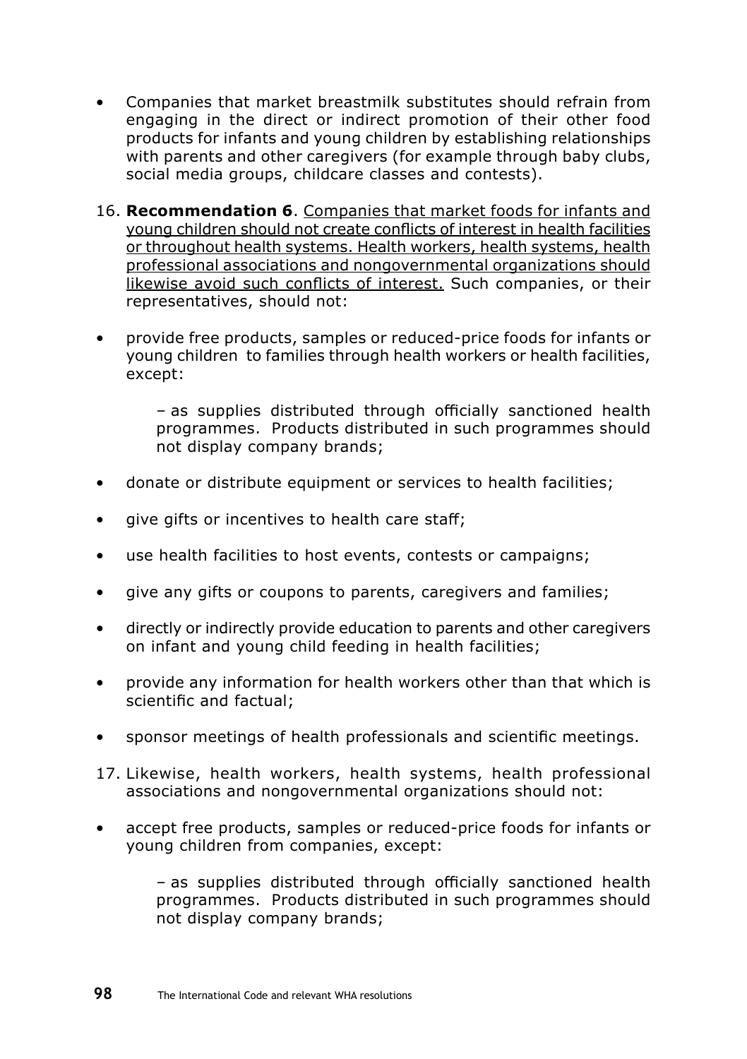- Companies that market breastmilk substitutes should refrain from engaging in the direct or indirect promotion of their other food products for infants and young children by establishing relationships with parents and other caregivers (for example through baby clubs, social media groups, childcare classes and contests).

16. **Recommendation 6**. Companies that market foods for infants and young children should not create conflicts of interest in health facilities or throughout health systems. Health workers, health systems, health professional associations and nongovernmental organizations should likewise avoid such conflicts of interest. Such companies, or their representatives, should not:

- provide free products, samples or reduced-price foods for infants or young children to families through health workers or health facilities, except:

  – as supplies distributed through officially sanctioned health programmes. Products distributed in such programmes should not display company brands;

- donate or distribute equipment or services to health facilities;
- give gifts or incentives to health care staff;
- use health facilities to host events, contests or campaigns;
- give any gifts or coupons to parents, caregivers and families;
- directly or indirectly provide education to parents and other caregivers on infant and young child feeding in health facilities;
- provide any information for health workers other than that which is scientific and factual;
- sponsor meetings of health professionals and scientific meetings.

17. Likewise, health workers, health systems, health professional associations and nongovernmental organizations should not:

- accept free products, samples or reduced-price foods for infants or young children from companies, except:

  – as supplies distributed through officially sanctioned health programmes. Products distributed in such programmes should not display company brands;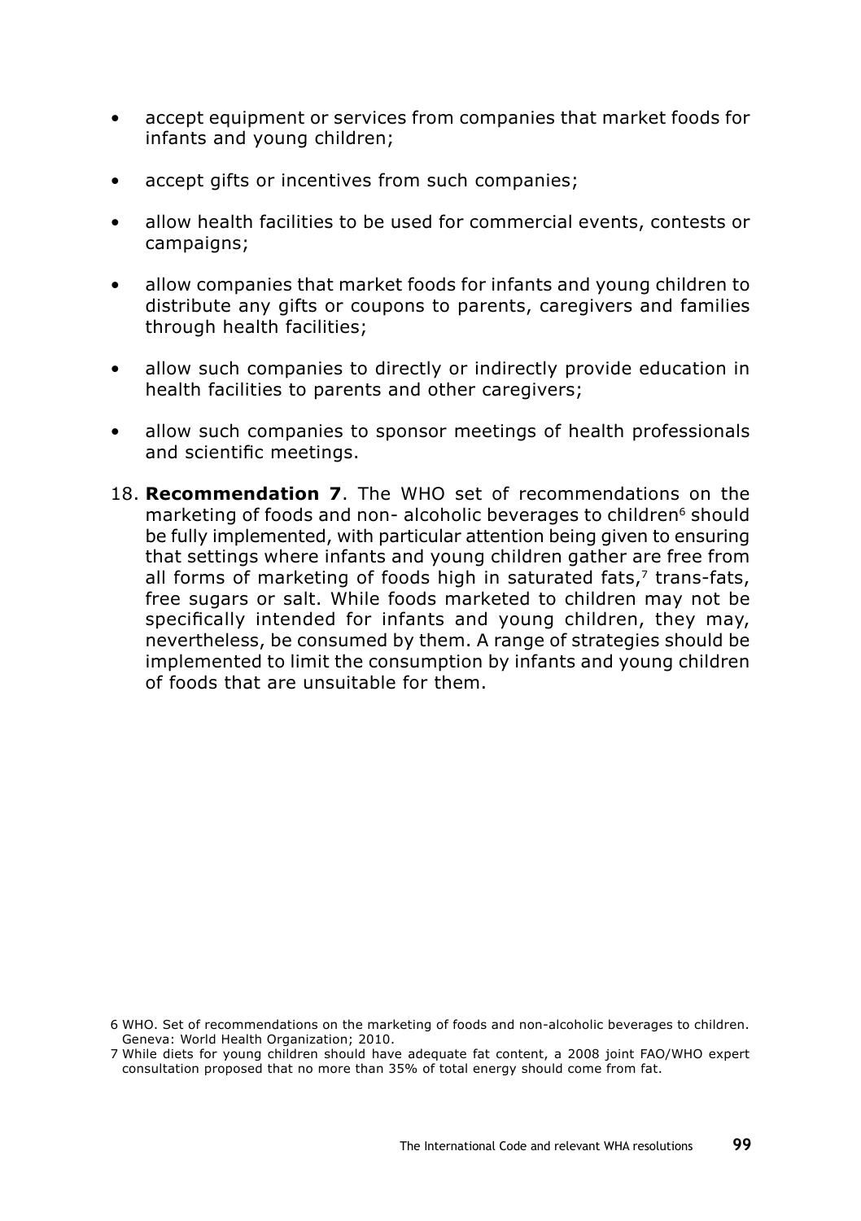- accept equipment or services from companies that market foods for infants and young children;
- accept gifts or incentives from such companies;
- allow health facilities to be used for commercial events, contests or campaigns;
- allow companies that market foods for infants and young children to distribute any gifts or coupons to parents, caregivers and families through health facilities;
- allow such companies to directly or indirectly provide education in health facilities to parents and other caregivers;
- allow such companies to sponsor meetings of health professionals and scientific meetings.

18. **Recommendation 7**. The WHO set of recommendations on the marketing of foods and non- alcoholic beverages to children[6] should be fully implemented, with particular attention being given to ensuring that settings where infants and young children gather are free from all forms of marketing of foods high in saturated fats,[7] trans-fats, free sugars or salt. While foods marketed to children may not be specifically intended for infants and young children, they may, nevertheless, be consumed by them. A range of strategies should be implemented to limit the consumption by infants and young children of foods that are unsuitable for them.

6 WHO. Set of recommendations on the marketing of foods and non-alcoholic beverages to children. Geneva: World Health Organization; 2010.

7 While diets for young children should have adequate fat content, a 2008 joint FAO/WHO expert consultation proposed that no more than 35% of total energy should come from fat.